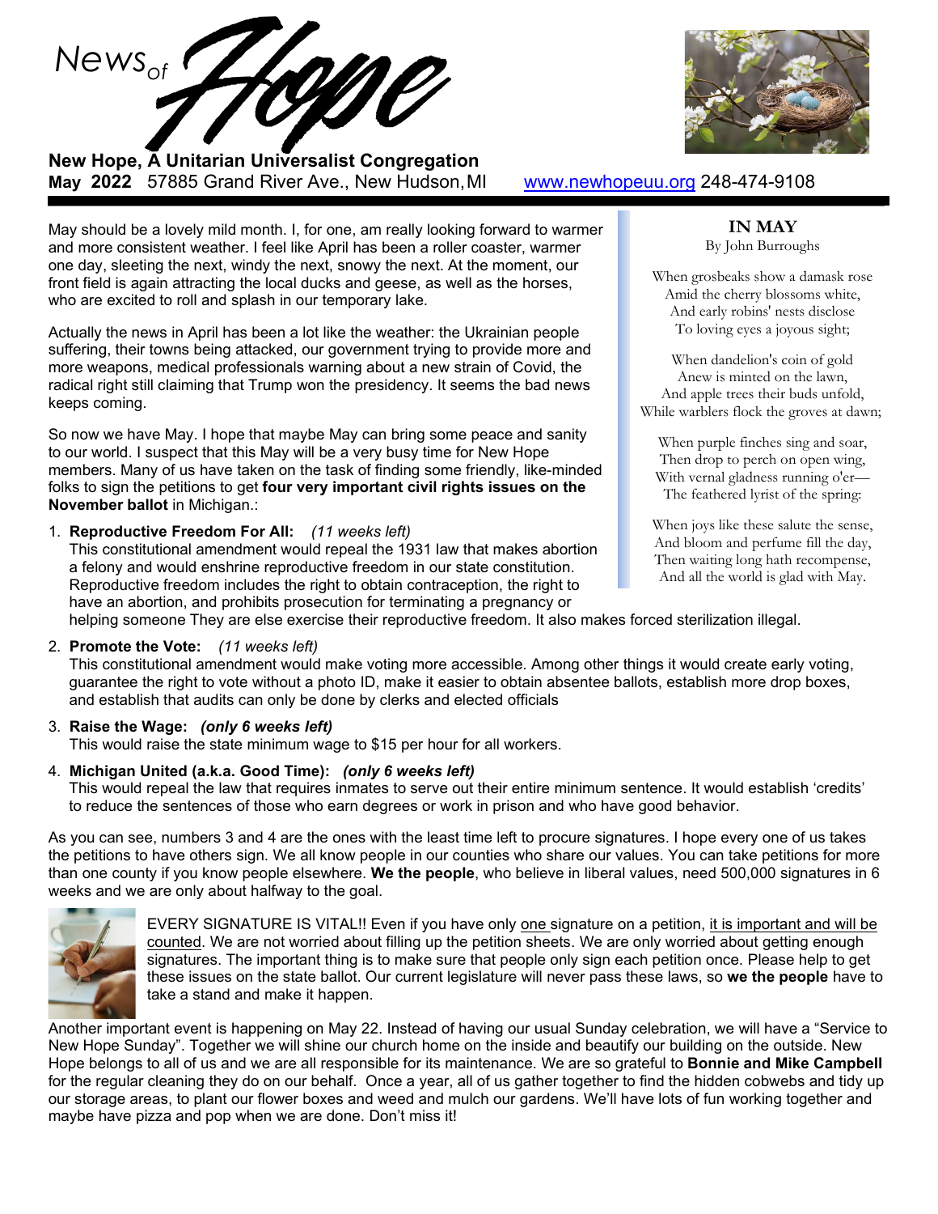# News of Hope

**New Hope, A Unitarian Universalist Congregation**
**May 2022** 57885 Grand River Ave., New Hudson, MI www.newhopeuu.org 248-474-9108

May should be a lovely mild month. I, for one, am really looking forward to warmer and more consistent weather. I feel like April has been a roller coaster, warmer one day, sleeting the next, windy the next, snowy the next. At the moment, our front field is again attracting the local ducks and geese, as well as the horses, who are excited to roll and splash in our temporary lake.

Actually the news in April has been a lot like the weather: the Ukrainian people suffering, their towns being attacked, our government trying to provide more and more weapons, medical professionals warning about a new strain of Covid, the radical right still claiming that Trump won the presidency. It seems the bad news keeps coming.

So now we have May. I hope that maybe May can bring some peace and sanity to our world. I suspect that this May will be a very busy time for New Hope members. Many of us have taken on the task of finding some friendly, like-minded folks to sign the petitions to get **four very important civil rights issues on the November ballot** in Michigan.:

1. **Reproductive Freedom For All:** *(11 weeks left)*
   This constitutional amendment would repeal the 1931 law that makes abortion a felony and would enshrine reproductive freedom in our state constitution. Reproductive freedom includes the right to obtain contraception, the right to have an abortion, and prohibits prosecution for terminating a pregnancy or helping someone They are else exercise their reproductive freedom. It also makes forced sterilization illegal.
2. **Promote the Vote:** *(11 weeks left)*
   This constitutional amendment would make voting more accessible. Among other things it would create early voting, guarantee the right to vote without a photo ID, make it easier to obtain absentee ballots, establish more drop boxes, and establish that audits can only be done by clerks and elected officials
3. **Raise the Wage:** ***(only 6 weeks left)***
   This would raise the state minimum wage to $15 per hour for all workers.
4. **Michigan United (a.k.a. Good Time):** ***(only 6 weeks left)***
   This would repeal the law that requires inmates to serve out their entire minimum sentence. It would establish 'credits' to reduce the sentences of those who earn degrees or work in prison and who have good behavior.

As you can see, numbers 3 and 4 are the ones with the least time left to procure signatures. I hope every one of us takes the petitions to have others sign. We all know people in our counties who share our values. You can take petitions for more than one county if you know people elsewhere. **We the people**, who believe in liberal values, need 500,000 signatures in 6 weeks and we are only about halfway to the goal.

EVERY SIGNATURE IS VITAL!! Even if you have only one signature on a petition, it is important and will be counted. We are not worried about filling up the petition sheets. We are only worried about getting enough signatures. The important thing is to make sure that people only sign each petition once. Please help to get these issues on the state ballot. Our current legislature will never pass these laws, so **we the people** have to take a stand and make it happen.

Another important event is happening on May 22. Instead of having our usual Sunday celebration, we will have a "Service to New Hope Sunday". Together we will shine our church home on the inside and beautify our building on the outside. New Hope belongs to all of us and we are all responsible for its maintenance. We are so grateful to **Bonnie and Mike Campbell** for the regular cleaning they do on our behalf. Once a year, all of us gather together to find the hidden cobwebs and tidy up our storage areas, to plant our flower boxes and weed and mulch our gardens. We'll have lots of fun working together and maybe have pizza and pop when we are done. Don't miss it!

---

**IN MAY**
By John Burroughs

When grosbeaks show a damask rose
Amid the cherry blossoms white,
And early robins' nests disclose
To loving eyes a joyous sight;

When dandelion's coin of gold
Anew is minted on the lawn,
And apple trees their buds unfold,
While warblers flock the groves at dawn;

When purple finches sing and soar,
Then drop to perch on open wing,
With vernal gladness running o'er—
The feathered lyrist of the spring:

When joys like these salute the sense,
And bloom and perfume fill the day,
Then waiting long hath recompense,
And all the world is glad with May.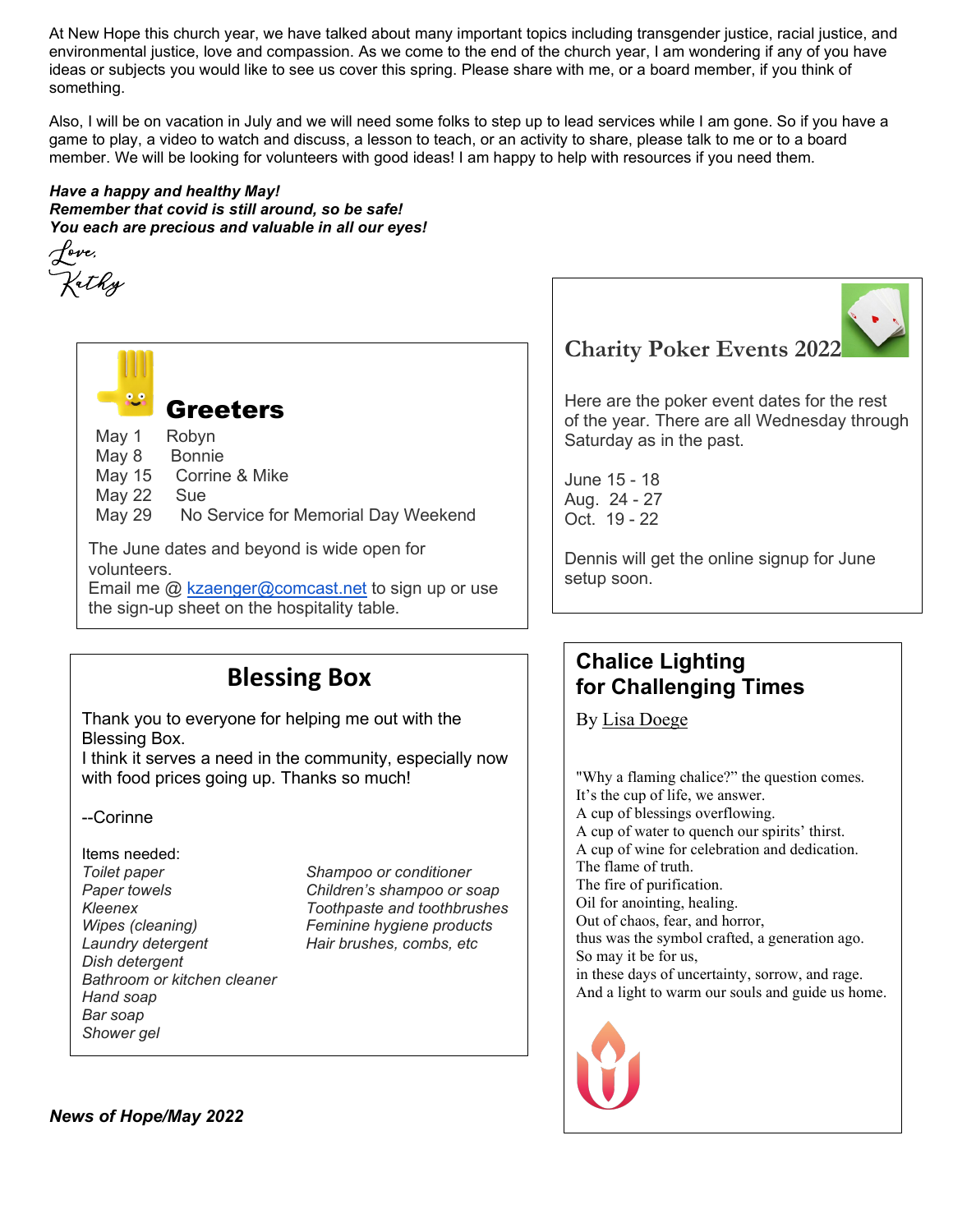At New Hope this church year, we have talked about many important topics including transgender justice, racial justice, and environmental justice, love and compassion. As we come to the end of the church year, I am wondering if any of you have ideas or subjects you would like to see us cover this spring. Please share with me, or a board member, if you think of something.

Also, I will be on vacation in July and we will need some folks to step up to lead services while I am gone. So if you have a game to play, a video to watch and discuss, a lesson to teach, or an activity to share, please talk to me or to a board member. We will be looking for volunteers with good ideas! I am happy to help with resources if you need them.

***Have a happy and healthy May!***
***Remember that covid is still around, so be safe!***
***You each are precious and valuable in all our eyes!***

Love,
Kathy

## Greeters

May 1 Robyn
May 8 Bonnie
May 15 Corrine & Mike
May 22 Sue
May 29 No Service for Memorial Day Weekend

The June dates and beyond is wide open for volunteers.
Email me @ kzaenger@comcast.net to sign up or use the sign-up sheet on the hospitality table.

## Blessing Box

Thank you to everyone for helping me out with the Blessing Box.
I think it serves a need in the community, especially now with food prices going up. Thanks so much!

--Corinne

Items needed:
*Toilet paper*
*Paper towels*
*Kleenex*
*Wipes (cleaning)*
*Laundry detergent*
*Dish detergent*
*Bathroom or kitchen cleaner*
*Hand soap*
*Bar soap*
*Shower gel*
*Shampoo or conditioner*
*Children's shampoo or soap*
*Toothpaste and toothbrushes*
*Feminine hygiene products*
*Hair brushes, combs, etc*

## Charity Poker Events 2022

Here are the poker event dates for the rest of the year. There are all Wednesday through Saturday as in the past.

June 15 - 18
Aug. 24 - 27
Oct. 19 - 22

Dennis will get the online signup for June setup soon.

## Chalice Lighting for Challenging Times

By Lisa Doege

"Why a flaming chalice?" the question comes.
It's the cup of life, we answer.
A cup of blessings overflowing.
A cup of water to quench our spirits' thirst.
A cup of wine for celebration and dedication.
The flame of truth.
The fire of purification.
Oil for anointing, healing.
Out of chaos, fear, and horror,
thus was the symbol crafted, a generation ago.
So may it be for us,
in these days of uncertainty, sorrow, and rage.
And a light to warm our souls and guide us home.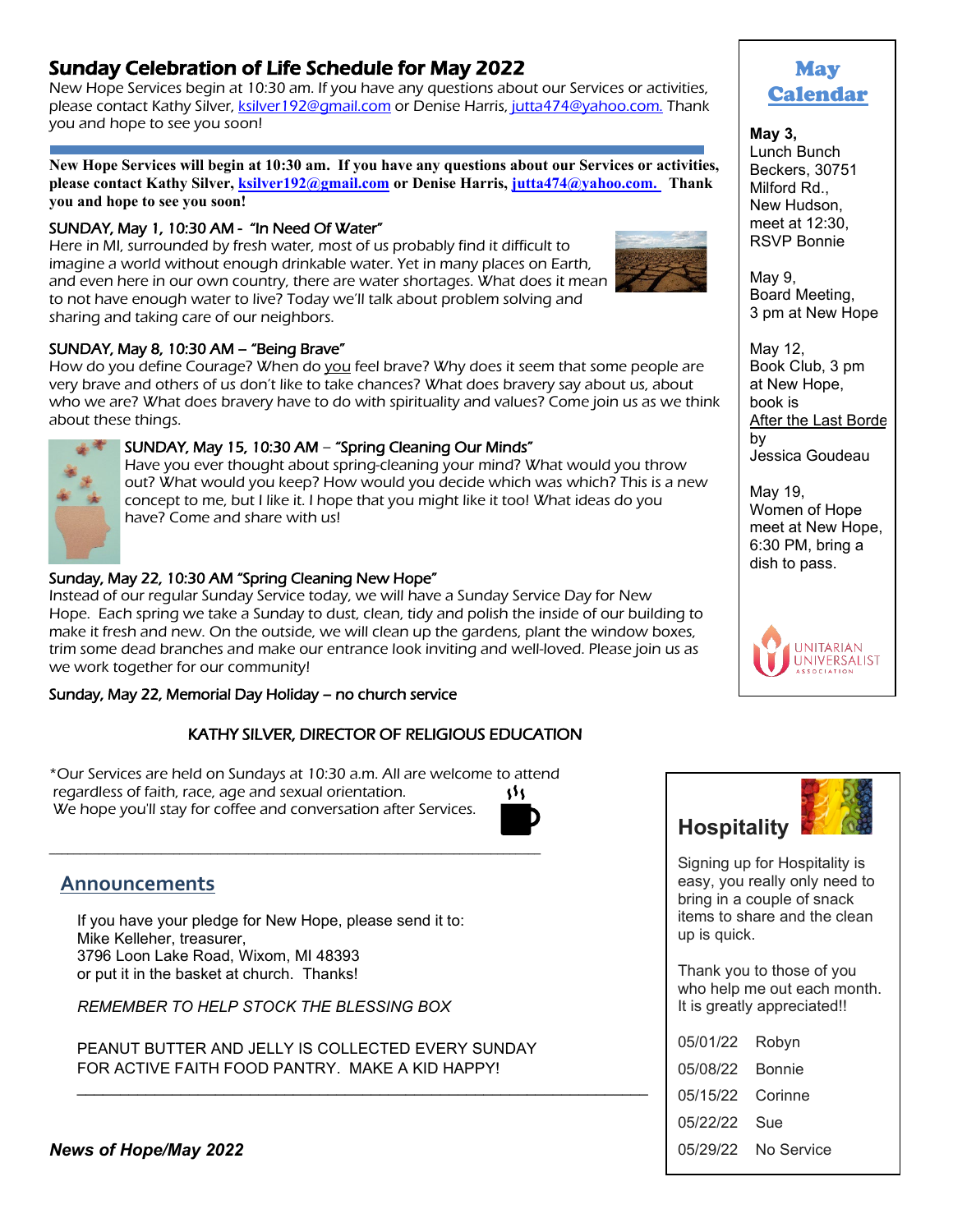## Sunday Celebration of Life Schedule for May 2022

New Hope Services begin at 10:30 am. If you have any questions about our Services or activities, please contact Kathy Silver, ksilver192@gmail.com or Denise Harris, jutta474@yahoo.com. Thank you and hope to see you soon!

**New Hope Services will begin at 10:30 am. If you have any questions about our Services or activities, please contact Kathy Silver, ksilver192@gmail.com or Denise Harris, jutta474@yahoo.com. Thank you and hope to see you soon!**

### SUNDAY, May 1, 10:30 AM - "In Need Of Water"

Here in MI, surrounded by fresh water, most of us probably find it difficult to imagine a world without enough drinkable water. Yet in many places on Earth, and even here in our own country, there are water shortages. What does it mean to not have enough water to live? Today we'll talk about problem solving and sharing and taking care of our neighbors.

### SUNDAY, May 8, 10:30 AM – "Being Brave"

How do you define Courage? When do you feel brave? Why does it seem that some people are very brave and others of us don't like to take chances? What does bravery say about us, about who we are? What does bravery have to do with spirituality and values? Come join us as we think about these things.

### SUNDAY, May 15, 10:30 AM – "Spring Cleaning Our Minds"

Have you ever thought about spring-cleaning your mind? What would you throw out? What would you keep? How would you decide which was which? This is a new concept to me, but I like it. I hope that you might like it too! What ideas do you have? Come and share with us!

### Sunday, May 22, 10:30 AM "Spring Cleaning New Hope"

Instead of our regular Sunday Service today, we will have a Sunday Service Day for New Hope. Each spring we take a Sunday to dust, clean, tidy and polish the inside of our building to make it fresh and new. On the outside, we will clean up the gardens, plant the window boxes, trim some dead branches and make our entrance look inviting and well-loved. Please join us as we work together for our community!

Sunday, May 22, Memorial Day Holiday – no church service

KATHY SILVER, DIRECTOR OF RELIGIOUS EDUCATION

*Our Services are held on Sundays at 10:30 a.m. All are welcome to attend regardless of faith, race, age and sexual orientation. We hope you'll stay for coffee and conversation after Services.

## May Calendar

**May 3,**
Lunch Bunch Beckers, 30751 Milford Rd., New Hudson, meet at 12:30, RSVP Bonnie

May 9,
Board Meeting, 3 pm at New Hope

May 12,
Book Club, 3 pm at New Hope, book is After the Last Borde by Jessica Goudeau

May 19,
Women of Hope meet at New Hope, 6:30 PM, bring a dish to pass.

UNITARIAN UNIVERSALIST ASSOCIATION

## Announcements

If you have your pledge for New Hope, please send it to:
Mike Kelleher, treasurer,
3796 Loon Lake Road, Wixom, MI 48393
or put it in the basket at church. Thanks!

*REMEMBER TO HELP STOCK THE BLESSING BOX*

PEANUT BUTTER AND JELLY IS COLLECTED EVERY SUNDAY FOR ACTIVE FAITH FOOD PANTRY. MAKE A KID HAPPY!

## Hospitality

Signing up for Hospitality is easy, you really only need to bring in a couple of snack items to share and the clean up is quick.

Thank you to those of you who help me out each month. It is greatly appreciated!!

| | |
|---|---|
| 05/01/22 | Robyn |
| 05/08/22 | Bonnie |
| 05/15/22 | Corinne |
| 05/22/22 | Sue |
| 05/29/22 | No Service |

***News of Hope/May 2022***